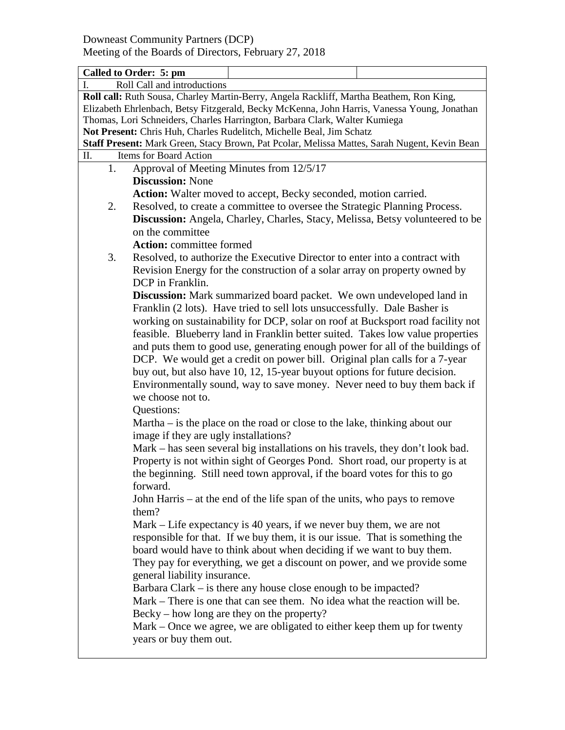Downeast Community Partners (DCP)
Meeting of the Boards of Directors, February 27, 2018

**Called to Order: 5: pm**

I. Roll Call and introductions

**Roll call:** Ruth Sousa, Charley Martin-Berry, Angela Rackliff, Martha Beathem, Ron King, Elizabeth Ehrlenbach, Betsy Fitzgerald, Becky McKenna, John Harris, Vanessa Young, Jonathan Thomas, Lori Schneiders, Charles Harrington, Barbara Clark, Walter Kumiega
**Not Present:** Chris Huh, Charles Rudelitch, Michelle Beal, Jim Schatz
**Staff Present:** Mark Green, Stacy Brown, Pat Pcolar, Melissa Mattes, Sarah Nugent, Kevin Bean

II. Items for Board Action

1. Approval of Meeting Minutes from 12/5/17
   **Discussion:** None
   **Action:** Walter moved to accept, Becky seconded, motion carried.
2. Resolved, to create a committee to oversee the Strategic Planning Process.
   **Discussion:** Angela, Charley, Charles, Stacy, Melissa, Betsy volunteered to be on the committee
   **Action:** committee formed
3. Resolved, to authorize the Executive Director to enter into a contract with Revision Energy for the construction of a solar array on property owned by DCP in Franklin.
   **Discussion:** Mark summarized board packet. We own undeveloped land in Franklin (2 lots). Have tried to sell lots unsuccessfully. Dale Basher is working on sustainability for DCP, solar on roof at Bucksport road facility not feasible. Blueberry land in Franklin better suited. Takes low value properties and puts them to good use, generating enough power for all of the buildings of DCP. We would get a credit on power bill. Original plan calls for a 7-year buy out, but also have 10, 12, 15-year buyout options for future decision. Environmentally sound, way to save money. Never need to buy them back if we choose not to.
   Questions:
   Martha – is the place on the road or close to the lake, thinking about our image if they are ugly installations?
   Mark – has seen several big installations on his travels, they don't look bad. Property is not within sight of Georges Pond. Short road, our property is at the beginning. Still need town approval, if the board votes for this to go forward.
   John Harris – at the end of the life span of the units, who pays to remove them?
   Mark – Life expectancy is 40 years, if we never buy them, we are not responsible for that. If we buy them, it is our issue. That is something the board would have to think about when deciding if we want to buy them. They pay for everything, we get a discount on power, and we provide some general liability insurance.
   Barbara Clark – is there any house close enough to be impacted?
   Mark – There is one that can see them. No idea what the reaction will be.
   Becky – how long are they on the property?
   Mark – Once we agree, we are obligated to either keep them up for twenty years or buy them out.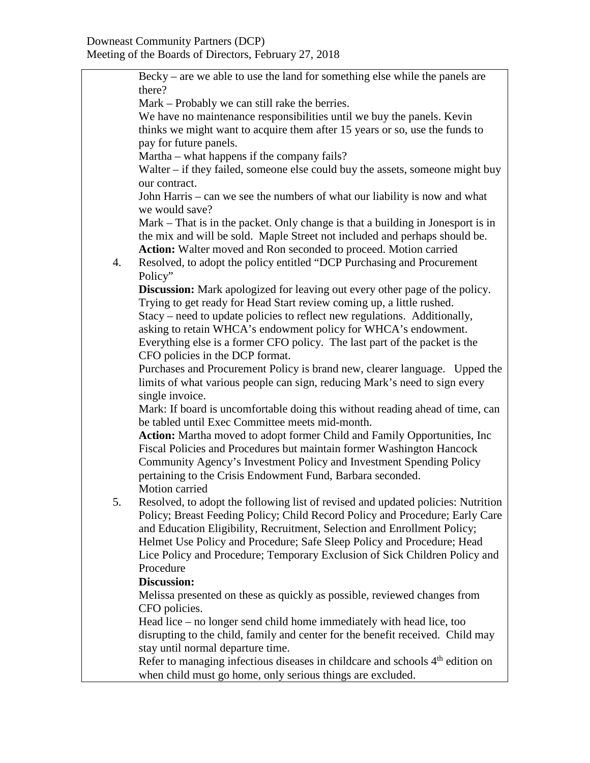Becky – are we able to use the land for something else while the panels are there?

Mark – Probably we can still rake the berries.

We have no maintenance responsibilities until we buy the panels. Kevin thinks we might want to acquire them after 15 years or so, use the funds to pay for future panels.

Martha – what happens if the company fails?

Walter – if they failed, someone else could buy the assets, someone might buy our contract.

John Harris – can we see the numbers of what our liability is now and what we would save?

Mark – That is in the packet. Only change is that a building in Jonesport is in the mix and will be sold. Maple Street not included and perhaps should be.

**Action:** Walter moved and Ron seconded to proceed. Motion carried

4. Resolved, to adopt the policy entitled "DCP Purchasing and Procurement Policy"

   **Discussion:** Mark apologized for leaving out every other page of the policy. Trying to get ready for Head Start review coming up, a little rushed.

   Stacy – need to update policies to reflect new regulations. Additionally, asking to retain WHCA's endowment policy for WHCA's endowment. Everything else is a former CFO policy. The last part of the packet is the CFO policies in the DCP format.

   Purchases and Procurement Policy is brand new, clearer language. Upped the limits of what various people can sign, reducing Mark's need to sign every single invoice.

   Mark: If board is uncomfortable doing this without reading ahead of time, can be tabled until Exec Committee meets mid-month.

   **Action:** Martha moved to adopt former Child and Family Opportunities, Inc Fiscal Policies and Procedures but maintain former Washington Hancock Community Agency's Investment Policy and Investment Spending Policy pertaining to the Crisis Endowment Fund, Barbara seconded.

   Motion carried

5. Resolved, to adopt the following list of revised and updated policies: Nutrition Policy; Breast Feeding Policy; Child Record Policy and Procedure; Early Care and Education Eligibility, Recruitment, Selection and Enrollment Policy; Helmet Use Policy and Procedure; Safe Sleep Policy and Procedure; Head Lice Policy and Procedure; Temporary Exclusion of Sick Children Policy and Procedure

   **Discussion:**

   Melissa presented on these as quickly as possible, reviewed changes from CFO policies.

   Head lice – no longer send child home immediately with head lice, too disrupting to the child, family and center for the benefit received. Child may stay until normal departure time.

   Refer to managing infectious diseases in childcare and schools 4th edition on when child must go home, only serious things are excluded.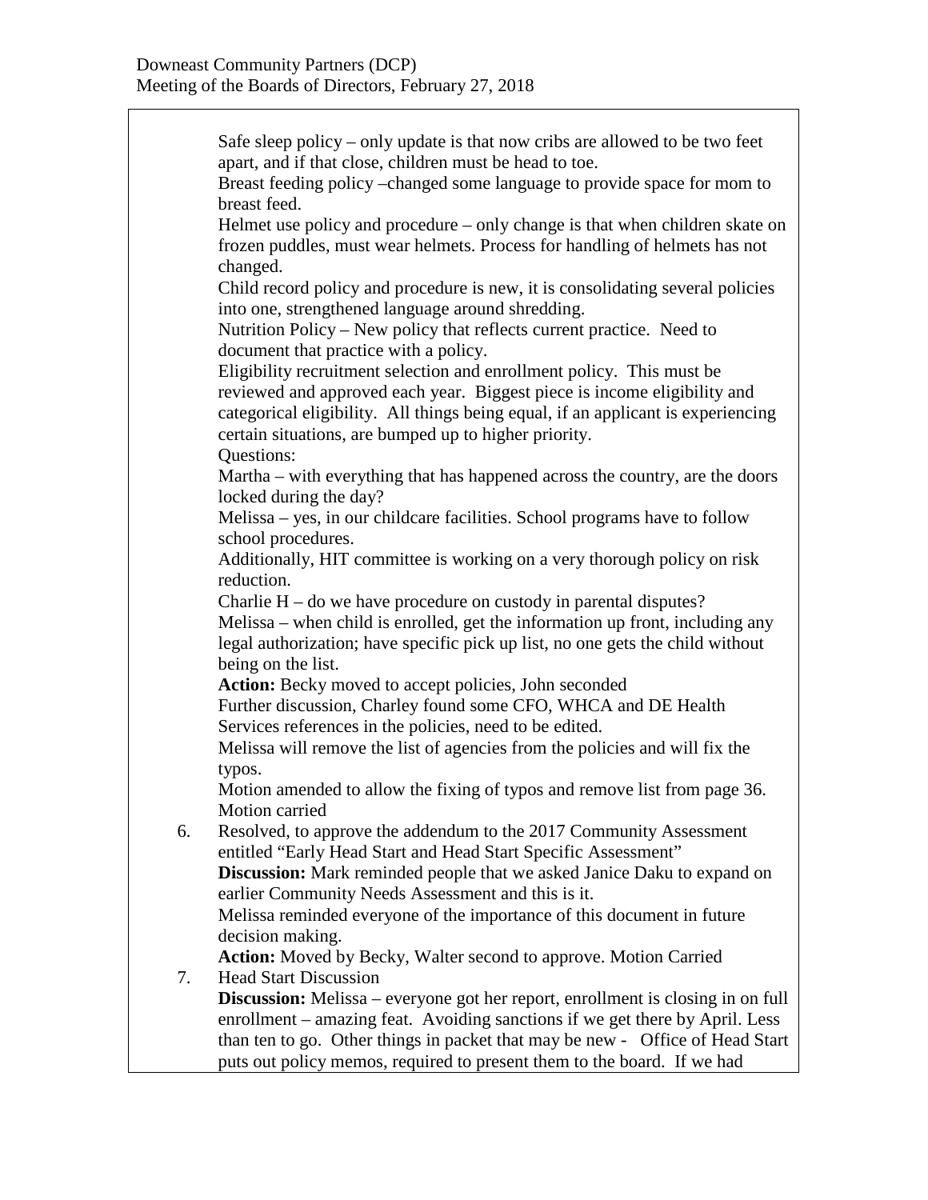Safe sleep policy – only update is that now cribs are allowed to be two feet apart, and if that close, children must be head to toe.

Breast feeding policy –changed some language to provide space for mom to breast feed.

Helmet use policy and procedure – only change is that when children skate on frozen puddles, must wear helmets. Process for handling of helmets has not changed.

Child record policy and procedure is new, it is consolidating several policies into one, strengthened language around shredding.

Nutrition Policy – New policy that reflects current practice. Need to document that practice with a policy.

Eligibility recruitment selection and enrollment policy. This must be reviewed and approved each year. Biggest piece is income eligibility and categorical eligibility. All things being equal, if an applicant is experiencing certain situations, are bumped up to higher priority.

Questions:

Martha – with everything that has happened across the country, are the doors locked during the day?

Melissa – yes, in our childcare facilities. School programs have to follow school procedures.

Additionally, HIT committee is working on a very thorough policy on risk reduction.

Charlie H – do we have procedure on custody in parental disputes?

Melissa – when child is enrolled, get the information up front, including any legal authorization; have specific pick up list, no one gets the child without being on the list.

**Action:** Becky moved to accept policies, John seconded

Further discussion, Charley found some CFO, WHCA and DE Health Services references in the policies, need to be edited.

Melissa will remove the list of agencies from the policies and will fix the typos.

Motion amended to allow the fixing of typos and remove list from page 36. Motion carried

6. Resolved, to approve the addendum to the 2017 Community Assessment entitled "Early Head Start and Head Start Specific Assessment"

   **Discussion:** Mark reminded people that we asked Janice Daku to expand on earlier Community Needs Assessment and this is it.

   Melissa reminded everyone of the importance of this document in future decision making.

   **Action:** Moved by Becky, Walter second to approve. Motion Carried

7. Head Start Discussion

   **Discussion:** Melissa – everyone got her report, enrollment is closing in on full enrollment – amazing feat. Avoiding sanctions if we get there by April. Less than ten to go. Other things in packet that may be new - Office of Head Start puts out policy memos, required to present them to the board. If we had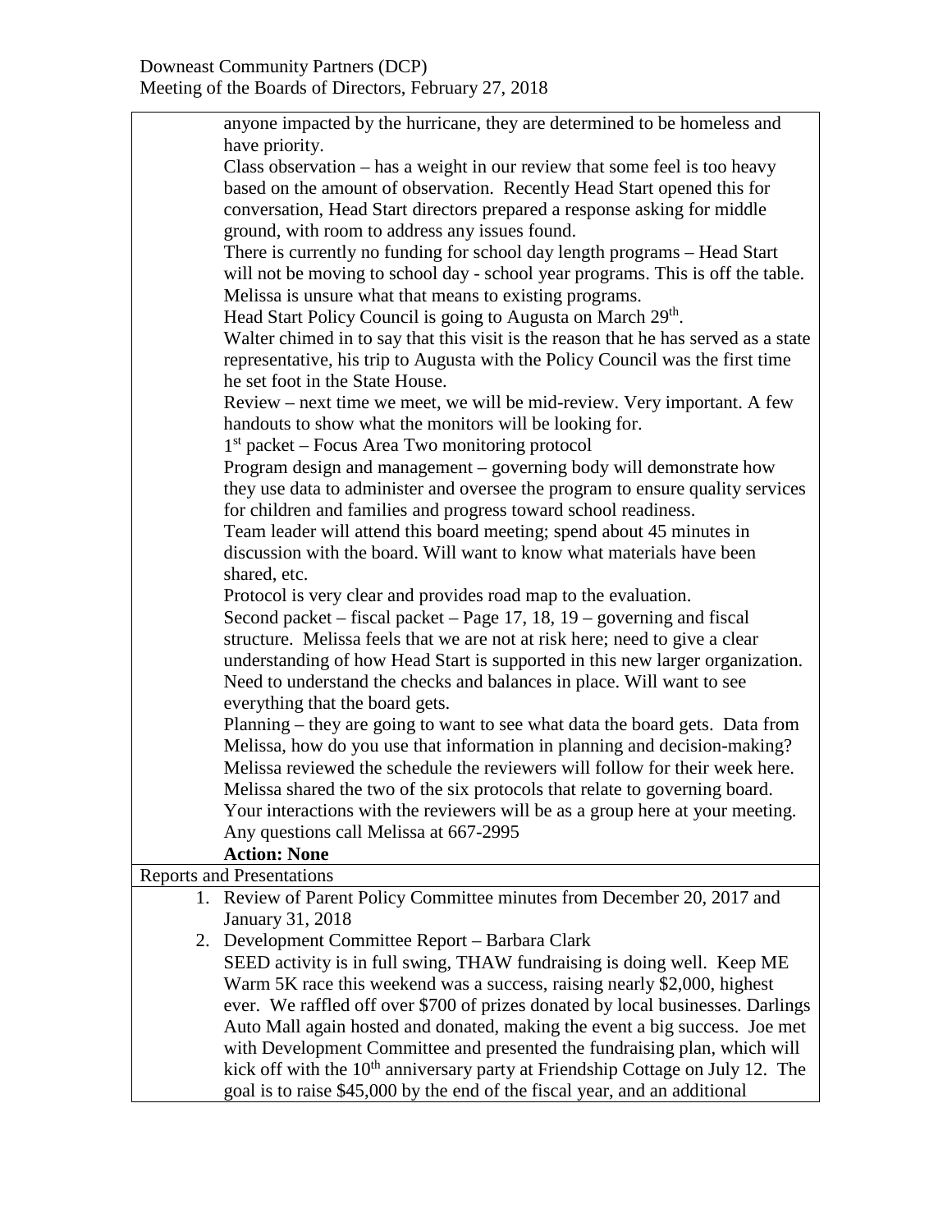anyone impacted by the hurricane, they are determined to be homeless and have priority.

Class observation – has a weight in our review that some feel is too heavy based on the amount of observation. Recently Head Start opened this for conversation, Head Start directors prepared a response asking for middle ground, with room to address any issues found.

There is currently no funding for school day length programs – Head Start will not be moving to school day - school year programs. This is off the table. Melissa is unsure what that means to existing programs.

Head Start Policy Council is going to Augusta on March 29th.

Walter chimed in to say that this visit is the reason that he has served as a state representative, his trip to Augusta with the Policy Council was the first time he set foot in the State House.

Review – next time we meet, we will be mid-review. Very important. A few handouts to show what the monitors will be looking for.

1st packet – Focus Area Two monitoring protocol

Program design and management – governing body will demonstrate how they use data to administer and oversee the program to ensure quality services for children and families and progress toward school readiness.

Team leader will attend this board meeting; spend about 45 minutes in discussion with the board. Will want to know what materials have been shared, etc.

Protocol is very clear and provides road map to the evaluation.

Second packet – fiscal packet – Page 17, 18, 19 – governing and fiscal structure. Melissa feels that we are not at risk here; need to give a clear understanding of how Head Start is supported in this new larger organization. Need to understand the checks and balances in place. Will want to see everything that the board gets.

Planning – they are going to want to see what data the board gets. Data from Melissa, how do you use that information in planning and decision-making?

Melissa reviewed the schedule the reviewers will follow for their week here.

Melissa shared the two of the six protocols that relate to governing board.

Your interactions with the reviewers will be as a group here at your meeting.

Any questions call Melissa at 667-2995

**Action: None**

Reports and Presentations

1. Review of Parent Policy Committee minutes from December 20, 2017 and January 31, 2018
2. Development Committee Report – Barbara Clark
   SEED activity is in full swing, THAW fundraising is doing well. Keep ME Warm 5K race this weekend was a success, raising nearly $2,000, highest ever. We raffled off over $700 of prizes donated by local businesses. Darlings Auto Mall again hosted and donated, making the event a big success. Joe met with Development Committee and presented the fundraising plan, which will kick off with the 10th anniversary party at Friendship Cottage on July 12. The goal is to raise $45,000 by the end of the fiscal year, and an additional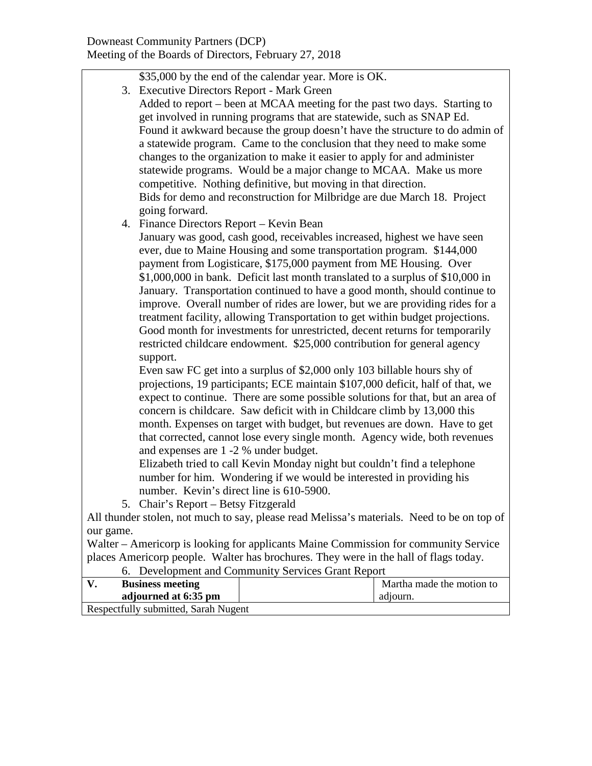Downeast Community Partners (DCP)
Meeting of the Boards of Directors, February 27, 2018

$35,000 by the end of the calendar year. More is OK.

3. Executive Directors Report - Mark Green
   Added to report – been at MCAA meeting for the past two days. Starting to get involved in running programs that are statewide, such as SNAP Ed. Found it awkward because the group doesn't have the structure to do admin of a statewide program. Came to the conclusion that they need to make some changes to the organization to make it easier to apply for and administer statewide programs. Would be a major change to MCAA. Make us more competitive. Nothing definitive, but moving in that direction.
   Bids for demo and reconstruction for Milbridge are due March 18. Project going forward.
4. Finance Directors Report – Kevin Bean
   January was good, cash good, receivables increased, highest we have seen ever, due to Maine Housing and some transportation program. $144,000 payment from Logisticare, $175,000 payment from ME Housing. Over $1,000,000 in bank. Deficit last month translated to a surplus of $10,000 in January. Transportation continued to have a good month, should continue to improve. Overall number of rides are lower, but we are providing rides for a treatment facility, allowing Transportation to get within budget projections. Good month for investments for unrestricted, decent returns for temporarily restricted childcare endowment. $25,000 contribution for general agency support.
   Even saw FC get into a surplus of $2,000 only 103 billable hours shy of projections, 19 participants; ECE maintain $107,000 deficit, half of that, we expect to continue. There are some possible solutions for that, but an area of concern is childcare. Saw deficit with in Childcare climb by 13,000 this month. Expenses on target with budget, but revenues are down. Have to get that corrected, cannot lose every single month. Agency wide, both revenues and expenses are 1 -2 % under budget.
   Elizabeth tried to call Kevin Monday night but couldn't find a telephone number for him. Wondering if we would be interested in providing his number. Kevin's direct line is 610-5900.
5. Chair's Report – Betsy Fitzgerald

All thunder stolen, not much to say, please read Melissa's materials. Need to be on top of our game.

Walter – Americorp is looking for applicants Maine Commission for community Service places Americorp people. Walter has brochures. They were in the hall of flags today.

6. Development and Community Services Grant Report

| | | |
|---|---|---|
| **V. Business meeting adjourned at 6:35 pm** | | Martha made the motion to adjourn. |

Respectfully submitted, Sarah Nugent